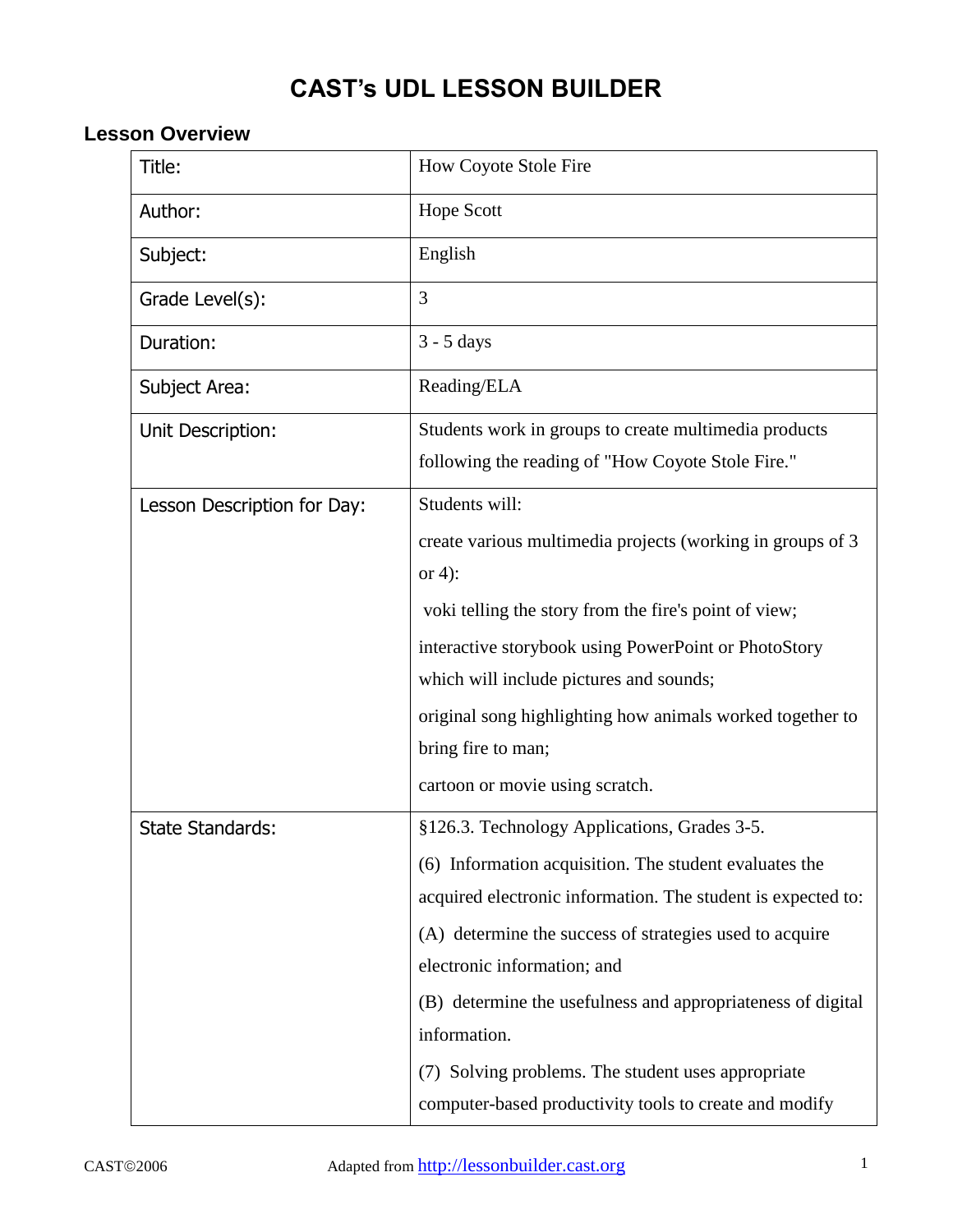# CAST's UDL LESSON BUILDER

## Lesson Overview

| Title: | How Coyote Stole Fire |
|---|---|
| Author: | Hope Scott |
| Subject: | English |
| Grade Level(s): | 3 |
| Duration: | 3 - 5 days |
| Subject Area: | Reading/ELA |
| Unit Description: | Students work in groups to create multimedia products following the reading of "How Coyote Stole Fire." |
| Lesson Description for Day: | Students will:<br><br>create various multimedia projects (working in groups of 3 or 4):<br><br>voki telling the story from the fire's point of view;<br><br>interactive storybook using PowerPoint or PhotoStory which will include pictures and sounds;<br><br>original song highlighting how animals worked together to bring fire to man;<br><br>cartoon or movie using scratch. |
| State Standards: | §126.3. Technology Applications, Grades 3-5.<br><br>(6) Information acquisition. The student evaluates the acquired electronic information. The student is expected to:<br><br>(A) determine the success of strategies used to acquire electronic information; and<br><br>(B) determine the usefulness and appropriateness of digital information.<br><br>(7) Solving problems. The student uses appropriate computer-based productivity tools to create and modify |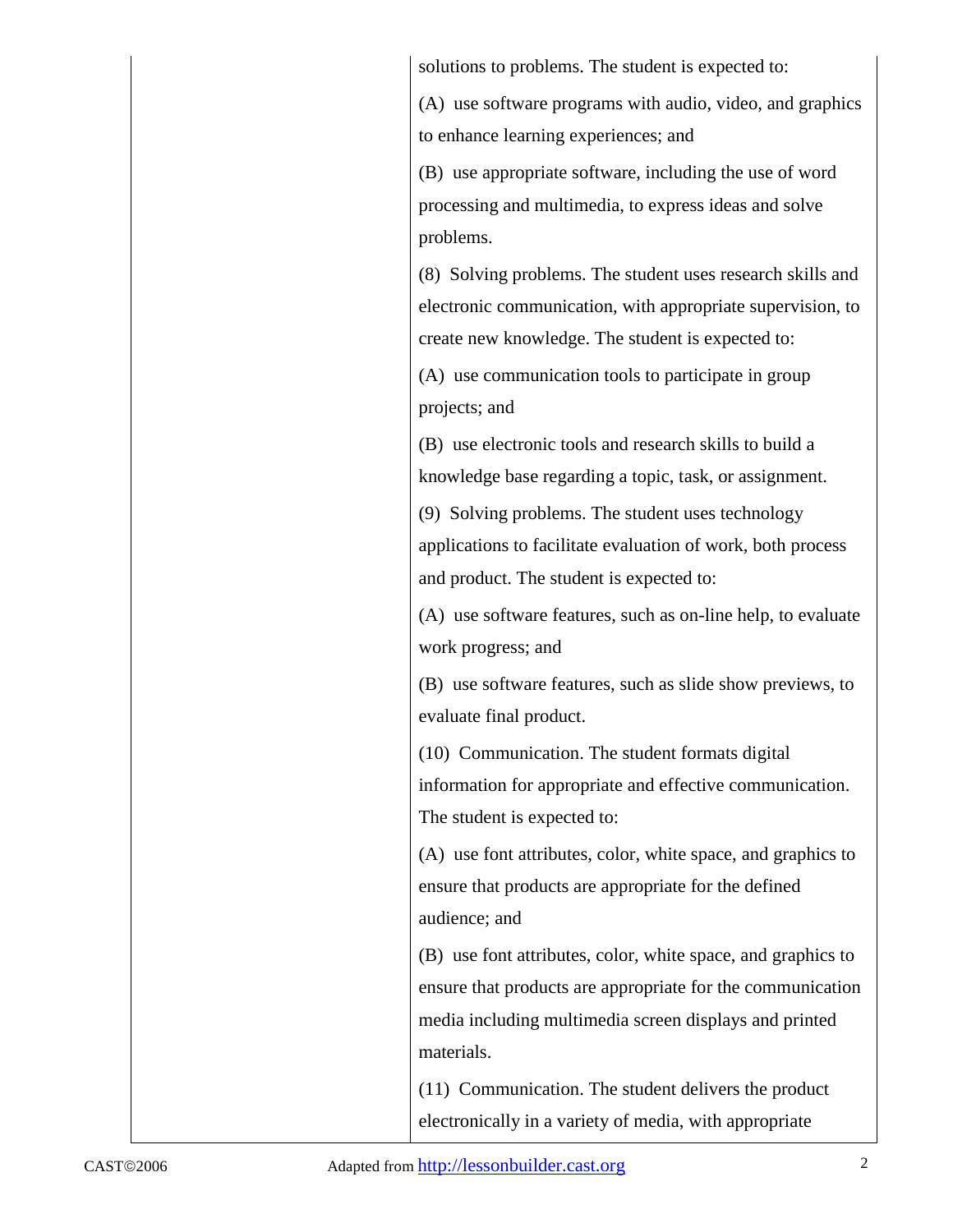| | |
|---|---|
| | solutions to problems. The student is expected to:<br><br>(A) use software programs with audio, video, and graphics to enhance learning experiences; and<br><br>(B) use appropriate software, including the use of word processing and multimedia, to express ideas and solve problems.<br><br>(8) Solving problems. The student uses research skills and electronic communication, with appropriate supervision, to create new knowledge. The student is expected to:<br><br>(A) use communication tools to participate in group projects; and<br><br>(B) use electronic tools and research skills to build a knowledge base regarding a topic, task, or assignment.<br><br>(9) Solving problems. The student uses technology applications to facilitate evaluation of work, both process and product. The student is expected to:<br><br>(A) use software features, such as on-line help, to evaluate work progress; and<br><br>(B) use software features, such as slide show previews, to evaluate final product.<br><br>(10) Communication. The student formats digital information for appropriate and effective communication. The student is expected to:<br><br>(A) use font attributes, color, white space, and graphics to ensure that products are appropriate for the defined audience; and<br><br>(B) use font attributes, color, white space, and graphics to ensure that products are appropriate for the communication media including multimedia screen displays and printed materials.<br><br>(11) Communication. The student delivers the product electronically in a variety of media, with appropriate |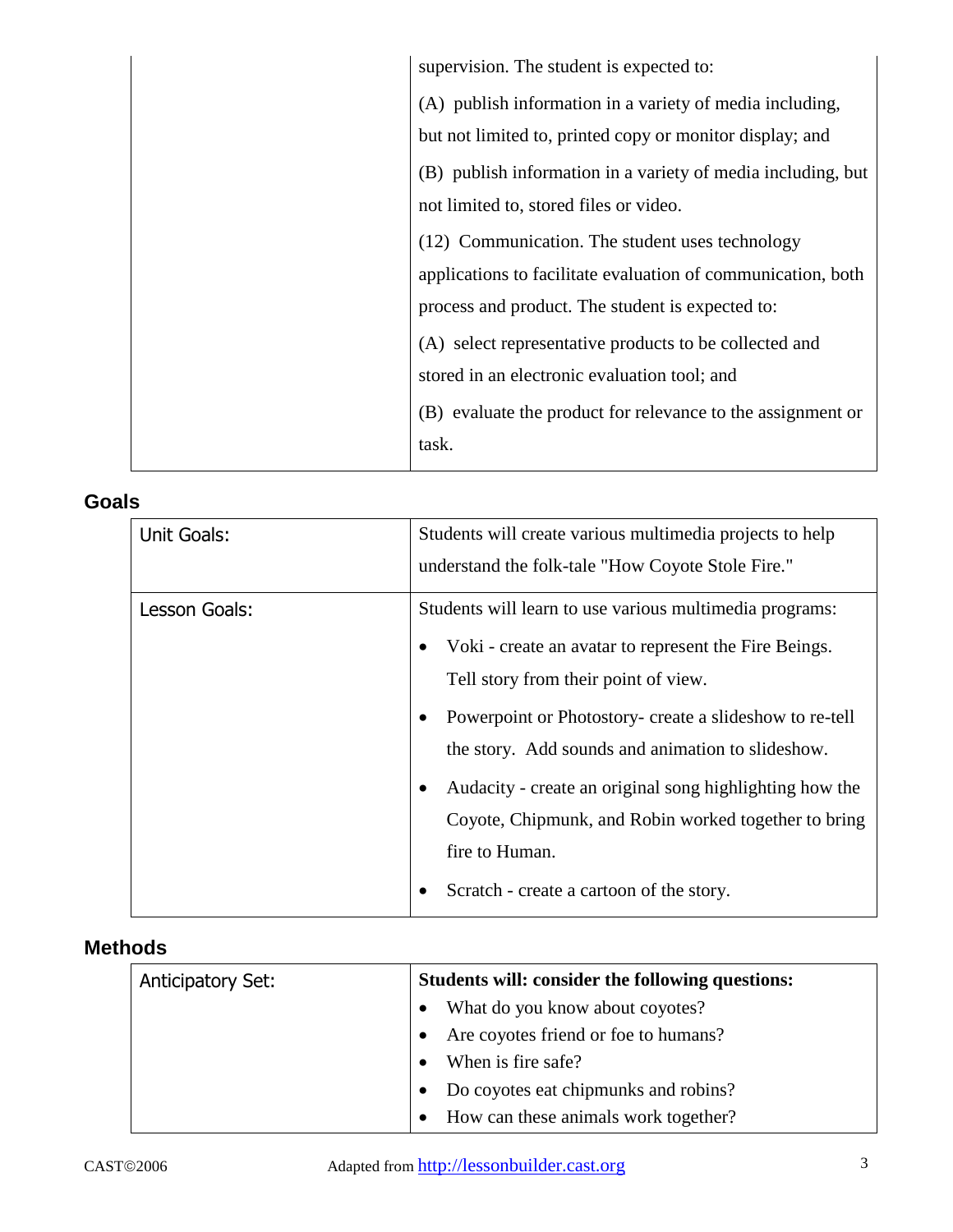| | |
|---|---|
| | supervision. The student is expected to:<br>(A) publish information in a variety of media including, but not limited to, printed copy or monitor display; and<br>(B) publish information in a variety of media including, but not limited to, stored files or video.<br>(12) Communication. The student uses technology applications to facilitate evaluation of communication, both process and product. The student is expected to:<br>(A) select representative products to be collected and stored in an electronic evaluation tool; and<br>(B) evaluate the product for relevance to the assignment or task. |

## Goals

| | |
|---|---|
| Unit Goals: | Students will create various multimedia projects to help understand the folk-tale "How Coyote Stole Fire." |
| Lesson Goals: | Students will learn to use various multimedia programs:<br>• Voki - create an avatar to represent the Fire Beings. Tell story from their point of view.<br>• Powerpoint or Photostory- create a slideshow to re-tell the story. Add sounds and animation to slideshow.<br>• Audacity - create an original song highlighting how the Coyote, Chipmunk, and Robin worked together to bring fire to Human.<br>• Scratch - create a cartoon of the story. |

## Methods

| | |
|---|---|
| Anticipatory Set: | **Students will: consider the following questions:**<br>• What do you know about coyotes?<br>• Are coyotes friend or foe to humans?<br>• When is fire safe?<br>• Do coyotes eat chipmunks and robins?<br>• How can these animals work together? |

CAST©2006 Adapted from http://lessonbuilder.cast.org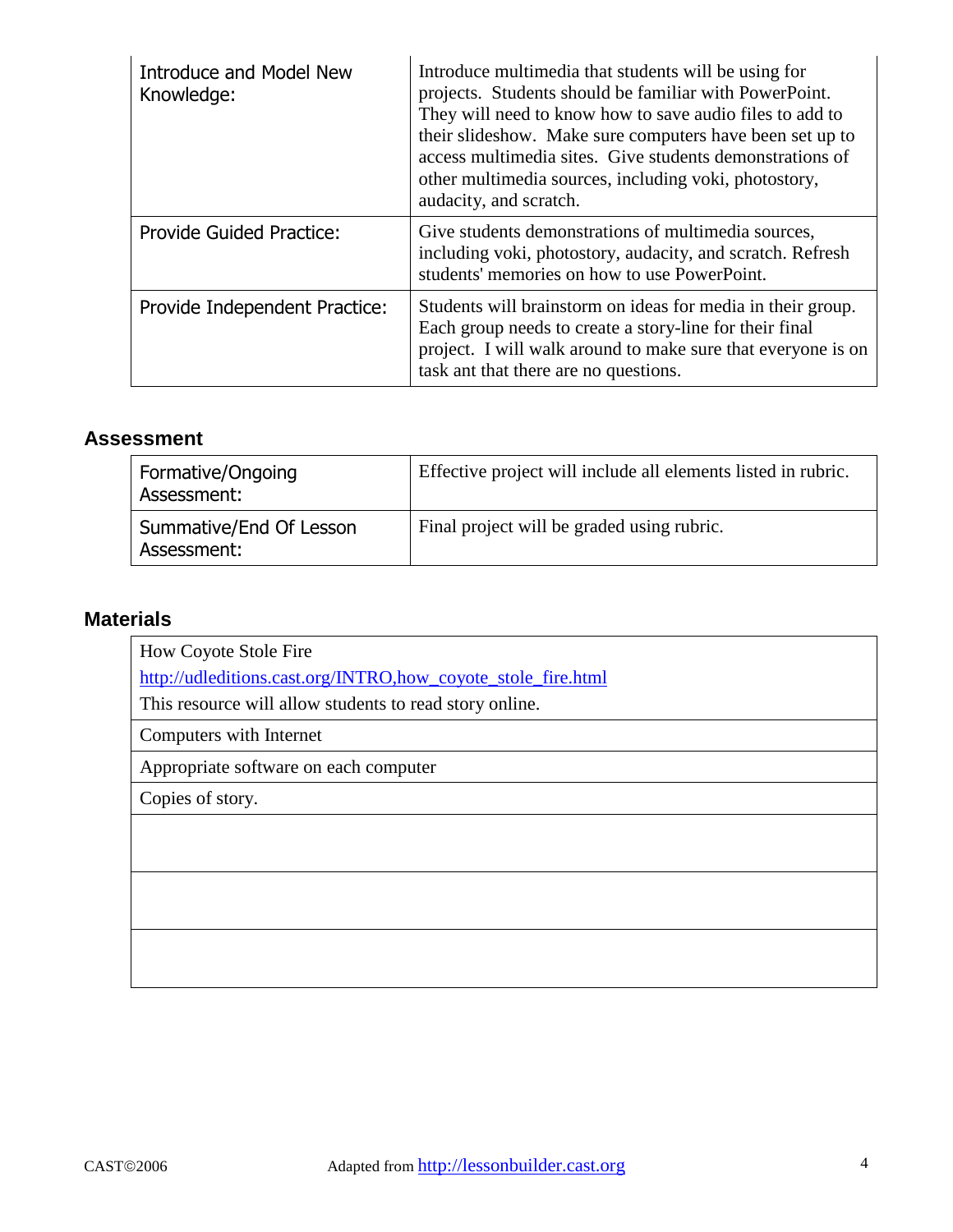| | |
|---|---|
| Introduce and Model New Knowledge: | Introduce multimedia that students will be using for projects. Students should be familiar with PowerPoint. They will need to know how to save audio files to add to their slideshow. Make sure computers have been set up to access multimedia sites. Give students demonstrations of other multimedia sources, including voki, photostory, audacity, and scratch. |
| Provide Guided Practice: | Give students demonstrations of multimedia sources, including voki, photostory, audacity, and scratch. Refresh students' memories on how to use PowerPoint. |
| Provide Independent Practice: | Students will brainstorm on ideas for media in their group. Each group needs to create a story-line for their final project. I will walk around to make sure that everyone is on task ant that there are no questions. |

## Assessment

| | |
|---|---|
| Formative/Ongoing Assessment: | Effective project will include all elements listed in rubric. |
| Summative/End Of Lesson Assessment: | Final project will be graded using rubric. |

## Materials

| |
|---|
| How Coyote Stole Fire<br>http://udleditions.cast.org/INTRO,how_coyote_stole_fire.html<br>This resource will allow students to read story online. |
| Computers with Internet |
| Appropriate software on each computer |
| Copies of story. |
| |
| |
| |

CAST©2006 Adapted from http://lessonbuilder.cast.org